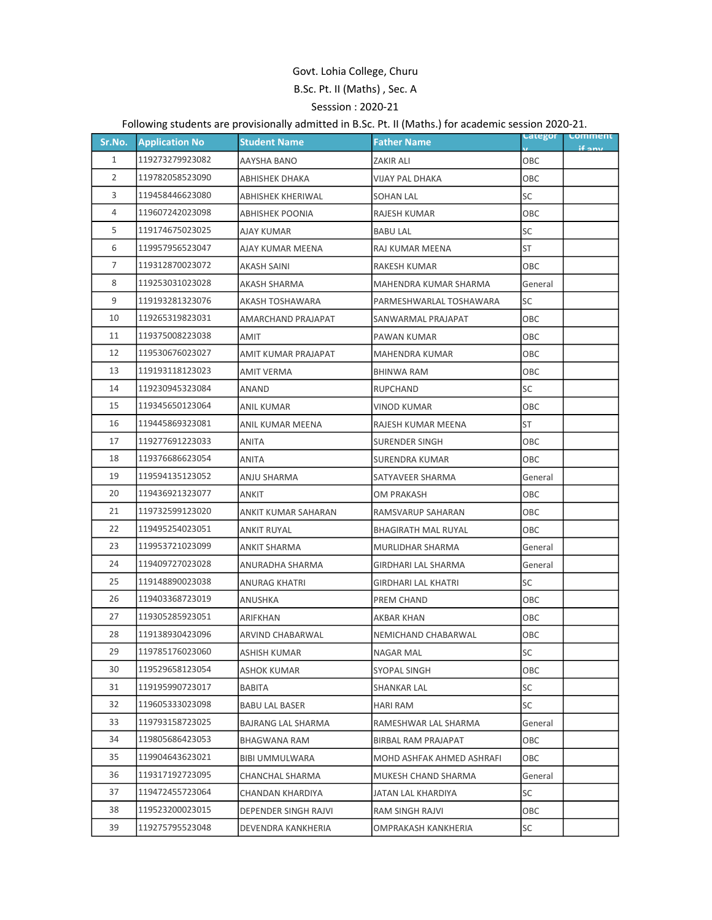Govt. Lohia College, Churu

B.Sc. Pt. II (Maths) , Sec. A

Sesssion : 2020-21

Following students are provisionally admitted in B.Sc. Pt. II (Maths.) for academic session 2020-21.

| Sr.No. | Application No | Student Name | Father Name | Category | Comment if any |
|---|---|---|---|---|---|
| 1 | 119273279923082 | AAYSHA BANO | ZAKIR ALI | OBC | |
| 2 | 119782058523090 | ABHISHEK DHAKA | VIJAY PAL DHAKA | OBC | |
| 3 | 119458446623080 | ABHISHEK KHERIWAL | SOHAN LAL | SC | |
| 4 | 119607242023098 | ABHISHEK POONIA | RAJESH KUMAR | OBC | |
| 5 | 119174675023025 | AJAY KUMAR | BABU LAL | SC | |
| 6 | 119957956523047 | AJAY KUMAR MEENA | RAJ KUMAR MEENA | ST | |
| 7 | 119312870023072 | AKASH SAINI | RAKESH KUMAR | OBC | |
| 8 | 119253031023028 | AKASH SHARMA | MAHENDRA KUMAR SHARMA | General | |
| 9 | 119193281323076 | AKASH TOSHAWARA | PARMESHWARLAL TOSHAWARA | SC | |
| 10 | 119265319823031 | AMARCHAND PRAJAPAT | SANWARMAL PRAJAPAT | OBC | |
| 11 | 119375008223038 | AMIT | PAWAN KUMAR | OBC | |
| 12 | 119530676023027 | AMIT KUMAR PRAJAPAT | MAHENDRA KUMAR | OBC | |
| 13 | 119193118123023 | AMIT VERMA | BHINWA RAM | OBC | |
| 14 | 119230945323084 | ANAND | RUPCHAND | SC | |
| 15 | 119345650123064 | ANIL KUMAR | VINOD KUMAR | OBC | |
| 16 | 119445869323081 | ANIL KUMAR MEENA | RAJESH KUMAR MEENA | ST | |
| 17 | 119277691223033 | ANITA | SURENDER SINGH | OBC | |
| 18 | 119376686623054 | ANITA | SURENDRA KUMAR | OBC | |
| 19 | 119594135123052 | ANJU SHARMA | SATYAVEER SHARMA | General | |
| 20 | 119436921323077 | ANKIT | OM PRAKASH | OBC | |
| 21 | 119732599123020 | ANKIT KUMAR SAHARAN | RAMSVARUP SAHARAN | OBC | |
| 22 | 119495254023051 | ANKIT RUYAL | BHAGIRATH MAL RUYAL | OBC | |
| 23 | 119953721023099 | ANKIT SHARMA | MURLIDHAR SHARMA | General | |
| 24 | 119409727023028 | ANURADHA SHARMA | GIRDHARI LAL SHARMA | General | |
| 25 | 119148890023038 | ANURAG KHATRI | GIRDHARI LAL KHATRI | SC | |
| 26 | 119403368723019 | ANUSHKA | PREM CHAND | OBC | |
| 27 | 119305285923051 | ARIFKHAN | AKBAR KHAN | OBC | |
| 28 | 119138930423096 | ARVIND CHABARWAL | NEMICHAND CHABARWAL | OBC | |
| 29 | 119785176023060 | ASHISH KUMAR | NAGAR MAL | SC | |
| 30 | 119529658123054 | ASHOK KUMAR | SYOPAL SINGH | OBC | |
| 31 | 119195990723017 | BABITA | SHANKAR LAL | SC | |
| 32 | 119605333023098 | BABU LAL BASER | HARI RAM | SC | |
| 33 | 119793158723025 | BAJRANG LAL SHARMA | RAMESHWAR LAL SHARMA | General | |
| 34 | 119805686423053 | BHAGWANA RAM | BIRBAL RAM PRAJAPAT | OBC | |
| 35 | 119904643623021 | BIBI UMMULWARA | MOHD ASHFAK AHMED ASHRAFI | OBC | |
| 36 | 119317192723095 | CHANCHAL SHARMA | MUKESH CHAND SHARMA | General | |
| 37 | 119472455723064 | CHANDAN KHARDIYA | JATAN LAL KHARDIYA | SC | |
| 38 | 119523200023015 | DEPENDER SINGH RAJVI | RAM SINGH RAJVI | OBC | |
| 39 | 119275795523048 | DEVENDRA KANKHERIA | OMPRAKASH KANKHERIA | SC | |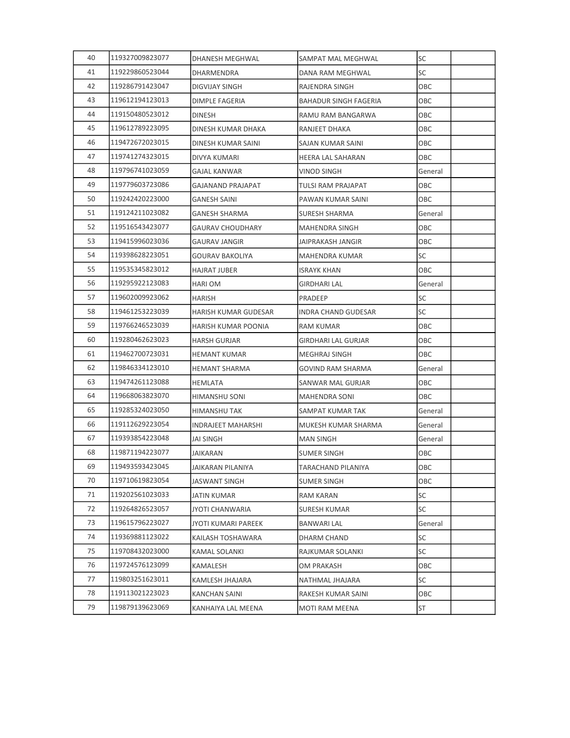| | | | | | |
|---|---|---|---|---|---|
| 40 | 119327009823077 | DHANESH MEGHWAL | SAMPAT MAL MEGHWAL | SC | |
| 41 | 119229860523044 | DHARMENDRA | DANA RAM MEGHWAL | SC | |
| 42 | 119286791423047 | DIGVIJAY SINGH | RAJENDRA SINGH | OBC | |
| 43 | 119612194123013 | DIMPLE FAGERIA | BAHADUR SINGH FAGERIA | OBC | |
| 44 | 119150480523012 | DINESH | RAMU RAM BANGARWA | OBC | |
| 45 | 119612789223095 | DINESH KUMAR DHAKA | RANJEET DHAKA | OBC | |
| 46 | 119472672023015 | DINESH KUMAR SAINI | SAJAN KUMAR SAINI | OBC | |
| 47 | 119741274323015 | DIVYA KUMARI | HEERA LAL SAHARAN | OBC | |
| 48 | 119796741023059 | GAJAL KANWAR | VINOD SINGH | General | |
| 49 | 119779603723086 | GAJANAND PRAJAPAT | TULSI RAM PRAJAPAT | OBC | |
| 50 | 119242420223000 | GANESH SAINI | PAWAN KUMAR SAINI | OBC | |
| 51 | 119124211023082 | GANESH SHARMA | SURESH SHARMA | General | |
| 52 | 119516543423077 | GAURAV CHOUDHARY | MAHENDRA SINGH | OBC | |
| 53 | 119415996023036 | GAURAV JANGIR | JAIPRAKASH JANGIR | OBC | |
| 54 | 119398628223051 | GOURAV BAKOLIYA | MAHENDRA KUMAR | SC | |
| 55 | 119535345823012 | HAJRAT JUBER | ISRAYK KHAN | OBC | |
| 56 | 119295922123083 | HARI OM | GIRDHARI LAL | General | |
| 57 | 119602009923062 | HARISH | PRADEEP | SC | |
| 58 | 119461253223039 | HARISH KUMAR GUDESAR | INDRA CHAND GUDESAR | SC | |
| 59 | 119766246523039 | HARISH KUMAR POONIA | RAM KUMAR | OBC | |
| 60 | 119280462623023 | HARSH GURJAR | GIRDHARI LAL GURJAR | OBC | |
| 61 | 119462700723031 | HEMANT KUMAR | MEGHRAJ SINGH | OBC | |
| 62 | 119846334123010 | HEMANT SHARMA | GOVIND RAM SHARMA | General | |
| 63 | 119474261123088 | HEMLATA | SANWAR MAL GURJAR | OBC | |
| 64 | 119668063823070 | HIMANSHU SONI | MAHENDRA SONI | OBC | |
| 65 | 119285324023050 | HIMANSHU TAK | SAMPAT KUMAR TAK | General | |
| 66 | 119112629223054 | INDRAJEET MAHARSHI | MUKESH KUMAR SHARMA | General | |
| 67 | 119393854223048 | JAI SINGH | MAN SINGH | General | |
| 68 | 119871194223077 | JAIKARAN | SUMER SINGH | OBC | |
| 69 | 119493593423045 | JAIKARAN PILANIYA | TARACHAND PILANIYA | OBC | |
| 70 | 119710619823054 | JASWANT SINGH | SUMER SINGH | OBC | |
| 71 | 119202561023033 | JATIN KUMAR | RAM KARAN | SC | |
| 72 | 119264826523057 | JYOTI CHANWARIA | SURESH KUMAR | SC | |
| 73 | 119615796223027 | JYOTI KUMARI PAREEK | BANWARI LAL | General | |
| 74 | 119369881123022 | KAILASH TOSHAWARA | DHARM CHAND | SC | |
| 75 | 119708432023000 | KAMAL SOLANKI | RAJKUMAR SOLANKI | SC | |
| 76 | 119724576123099 | KAMALESH | OM PRAKASH | OBC | |
| 77 | 119803251623011 | KAMLESH JHAJARA | NATHMAL JHAJARA | SC | |
| 78 | 119113021223023 | KANCHAN SAINI | RAKESH KUMAR SAINI | OBC | |
| 79 | 119879139623069 | KANHAIYA LAL MEENA | MOTI RAM MEENA | ST | |